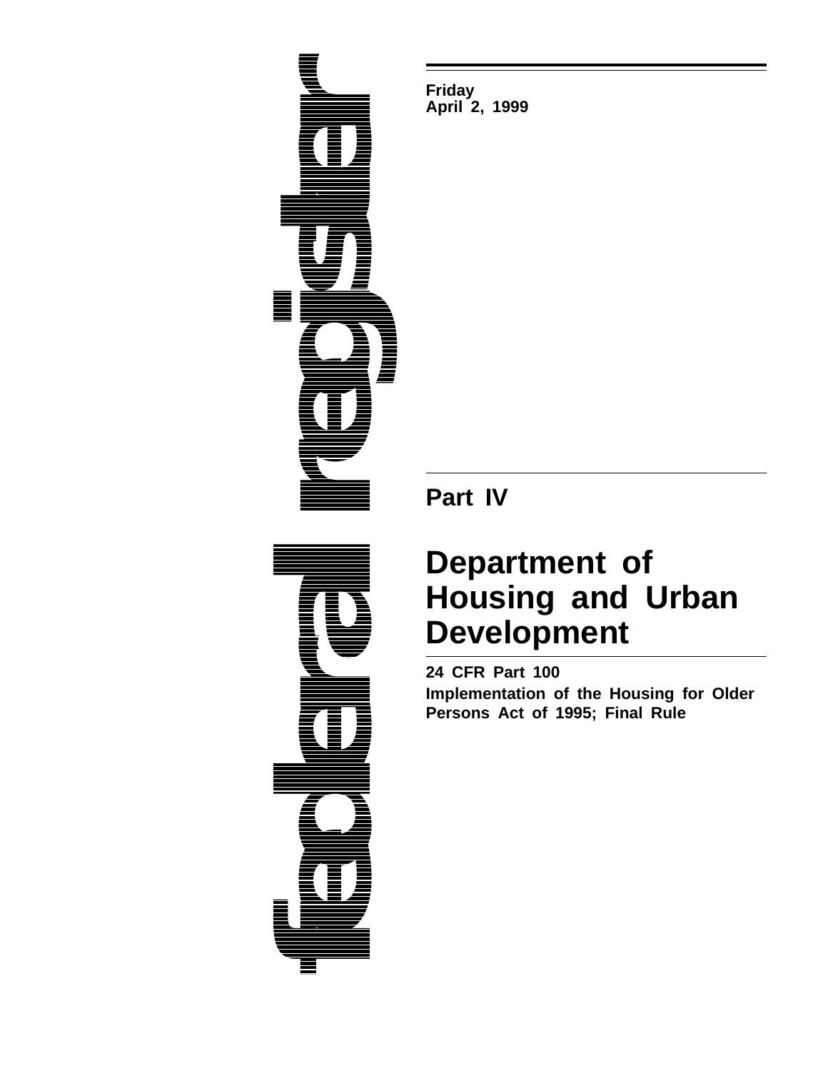Friday
April 2, 1999

## Part IV

# Department of Housing and Urban Development

**24 CFR Part 100**

**Implementation of the Housing for Older Persons Act of 1995; Final Rule**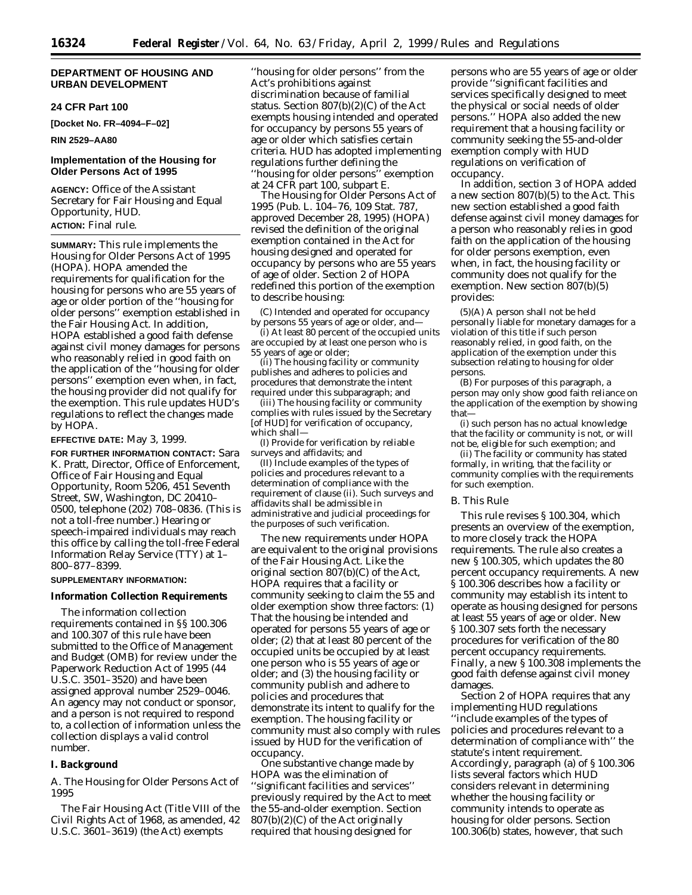## DEPARTMENT OF HOUSING AND URBAN DEVELOPMENT

### 24 CFR Part 100

**[Docket No. FR–4094–F–02]**

**RIN 2529–AA80**

### Implementation of the Housing for Older Persons Act of 1995

**AGENCY:** Office of the Assistant Secretary for Fair Housing and Equal Opportunity, HUD.

**ACTION:** Final rule.

---

**SUMMARY:** This rule implements the Housing for Older Persons Act of 1995 (HOPA). HOPA amended the requirements for qualification for the housing for persons who are 55 years of age or older portion of the ''housing for older persons'' exemption established in the Fair Housing Act. In addition, HOPA established a good faith defense against civil money damages for persons who reasonably relied in good faith on the application of the ''housing for older persons'' exemption even when, in fact, the housing provider did not qualify for the exemption. This rule updates HUD's regulations to reflect the changes made by HOPA.

**EFFECTIVE DATE:** May 3, 1999.

**FOR FURTHER INFORMATION CONTACT:** Sara K. Pratt, Director, Office of Enforcement, Office of Fair Housing and Equal Opportunity, Room 5206, 451 Seventh Street, SW, Washington, DC 20410–0500, telephone (202) 708–0836. (This is not a toll-free number.) Hearing or speech-impaired individuals may reach this office by calling the toll-free Federal Information Relay Service (TTY) at 1–800–877–8399.

**SUPPLEMENTARY INFORMATION:**

### Information Collection Requirements

The information collection requirements contained in §§ 100.306 and 100.307 of this rule have been submitted to the Office of Management and Budget (OMB) for review under the Paperwork Reduction Act of 1995 (44 U.S.C. 3501–3520) and have been assigned approval number 2529–0046. An agency may not conduct or sponsor, and a person is not required to respond to, a collection of information unless the collection displays a valid control number.

### I. Background

*A. The Housing for Older Persons Act of 1995*

The Fair Housing Act (Title VIII of the Civil Rights Act of 1968, as amended, 42 U.S.C. 3601–3619) (the Act) exempts ''housing for older persons'' from the Act's prohibitions against discrimination because of familial status. Section 807(b)(2)(C) of the Act exempts housing intended and operated for occupancy by persons 55 years of age or older which satisfies certain criteria. HUD has adopted implementing regulations further defining the ''housing for older persons'' exemption at 24 CFR part 100, subpart E.

The Housing for Older Persons Act of 1995 (Pub. L. 104–76, 109 Stat. 787, approved December 28, 1995) (HOPA) revised the definition of the original exemption contained in the Act for housing designed and operated for occupancy by persons who are 55 years of age of older. Section 2 of HOPA redefined this portion of the exemption to describe housing:

> (C) Intended and operated for occupancy by persons 55 years of age or older, and—
>
> (i) At least 80 percent of the occupied units are occupied by at least one person who is 55 years of age or older;
>
> (ii) The housing facility or community publishes and adheres to policies and procedures that demonstrate the intent required under this subparagraph; and
>
> (iii) The housing facility or community complies with rules issued by the Secretary [of HUD] for verification of occupancy, which shall—
>
> (I) Provide for verification by reliable surveys and affidavits; and
>
> (II) Include examples of the types of policies and procedures relevant to a determination of compliance with the requirement of clause (ii). Such surveys and affidavits shall be admissible in administrative and judicial proceedings for the purposes of such verification.

The new requirements under HOPA are equivalent to the original provisions of the Fair Housing Act. Like the original section 807(b)(2)(C) of the Act, HOPA requires that a facility or community seeking to claim the 55 and older exemption show three factors: (1) That the housing be intended and operated for persons 55 years of age or older; (2) that at least 80 percent of the occupied units be occupied by at least one person who is 55 years of age or older; and (3) the housing facility or community publish and adhere to policies and procedures that demonstrate its intent to qualify for the exemption. The housing facility or community must also comply with rules issued by HUD for the verification of occupancy.

One substantive change made by HOPA was the elimination of ''significant facilities and services'' previously required by the Act to meet the 55-and-older exemption. Section 807(b)(2)(C) of the Act originally required that housing designed for persons who are 55 years of age or older provide ''significant facilities and services specifically designed to meet the physical or social needs of older persons.'' HOPA also added the new requirement that a housing facility or community seeking the 55-and-older exemption comply with HUD regulations on verification of occupancy.

In addition, section 3 of HOPA added a new section 807(b)(5) to the Act. This new section established a good faith defense against civil money damages for a person who reasonably relies in good faith on the application of the housing for older persons exemption, even when, in fact, the housing facility or community does not qualify for the exemption. New section 807(b)(5) provides:

> (5)(A) A person shall not be held personally liable for monetary damages for a violation of this title if such person reasonably relied, in good faith, on the application of the exemption under this subsection relating to housing for older persons.
>
> (B) For purposes of this paragraph, a person may only show good faith reliance on the application of the exemption by showing that—
>
> (i) such person has no actual knowledge that the facility or community is not, or will not be, eligible for such exemption; and
>
> (ii) The facility or community has stated formally, in writing, that the facility or community complies with the requirements for such exemption.

*B. This Rule*

This rule revises § 100.304, which presents an overview of the exemption, to more closely track the HOPA requirements. The rule also creates a new § 100.305, which updates the 80 percent occupancy requirements. A new § 100.306 describes how a facility or community may establish its intent to operate as housing designed for persons at least 55 years of age or older. New § 100.307 sets forth the necessary procedures for verification of the 80 percent occupancy requirements. Finally, a new § 100.308 implements the good faith defense against civil money damages.

Section 2 of HOPA requires that any implementing HUD regulations ''include examples of the types of policies and procedures relevant to a determination of compliance with'' the statute's intent requirement. Accordingly, paragraph (a) of § 100.306 lists several factors which HUD considers relevant in determining whether the housing facility or community intends to operate as housing for older persons. Section 100.306(b) states, however, that such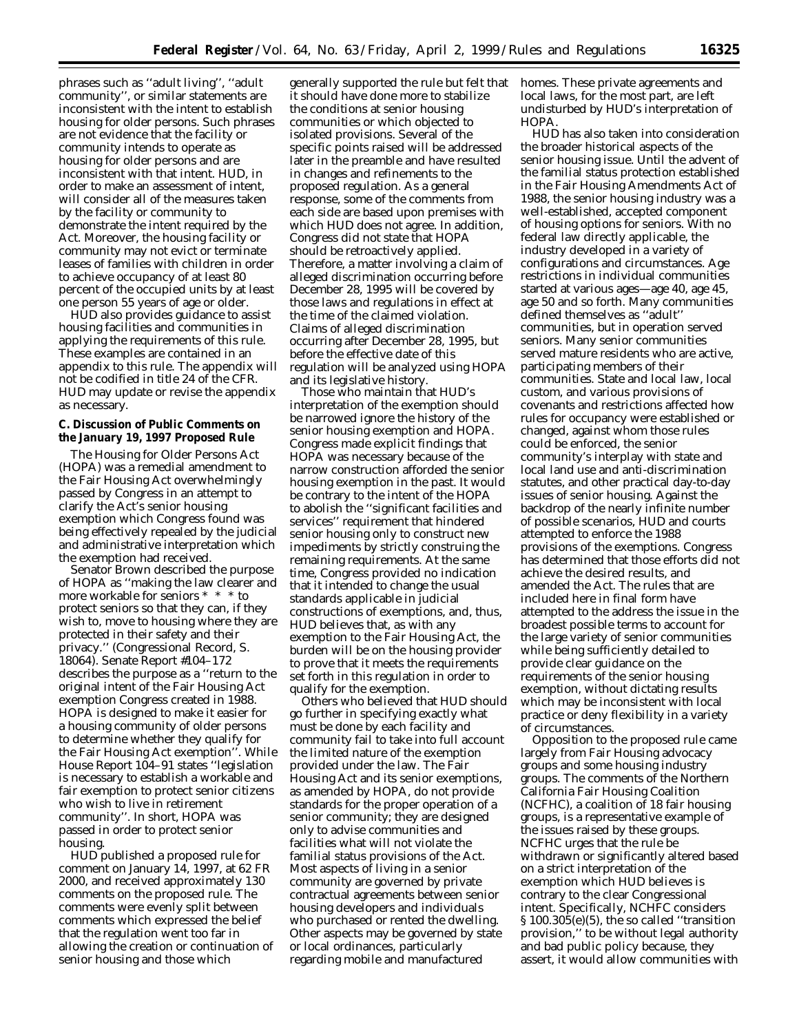phrases such as ''adult living'', ''adult community'', or similar statements are inconsistent with the intent to establish housing for older persons. Such phrases are not evidence that the facility or community intends to operate as housing for older persons and are inconsistent with that intent. HUD, in order to make an assessment of intent, will consider all of the measures taken by the facility or community to demonstrate the intent required by the Act. Moreover, the housing facility or community may not evict or terminate leases of families with children in order to achieve occupancy of at least 80 percent of the occupied units by at least one person 55 years of age or older.

HUD also provides guidance to assist housing facilities and communities in applying the requirements of this rule. These examples are contained in an appendix to this rule. The appendix will not be codified in title 24 of the CFR. HUD may update or revise the appendix as necessary.

### C. Discussion of Public Comments on the January 19, 1997 Proposed Rule

The Housing for Older Persons Act (HOPA) was a remedial amendment to the Fair Housing Act overwhelmingly passed by Congress in an attempt to clarify the Act's senior housing exemption which Congress found was being effectively repealed by the judicial and administrative interpretation which the exemption had received.

Senator Brown described the purpose of HOPA as ''making the law clearer and more workable for seniors * * * to protect seniors so that they can, if they wish to, move to housing where they are protected in their safety and their privacy.'' (Congressional Record, S. 18064). Senate Report #104–172 describes the purpose as a ''return to the original intent of the Fair Housing Act exemption Congress created in 1988. HOPA is designed to make it easier for a housing community of older persons to determine whether they qualify for the Fair Housing Act exemption''. While House Report 104–91 states ''legislation is necessary to establish a workable and fair exemption to protect senior citizens who wish to live in retirement community''. In short, HOPA was passed in order to protect senior housing.

HUD published a proposed rule for comment on January 14, 1997, at 62 FR 2000, and received approximately 130 comments on the proposed rule. The comments were evenly split between comments which expressed the belief that the regulation went too far in allowing the creation or continuation of senior housing and those which generally supported the rule but felt that it should have done more to stabilize the conditions at senior housing communities or which objected to isolated provisions. Several of the specific points raised will be addressed later in the preamble and have resulted in changes and refinements to the proposed regulation. As a general response, some of the comments from each side are based upon premises with which HUD does not agree. In addition, Congress did not state that HOPA should be retroactively applied. Therefore, a matter involving a claim of alleged discrimination occurring before December 28, 1995 will be covered by those laws and regulations in effect at the time of the claimed violation. Claims of alleged discrimination occurring after December 28, 1995, but before the effective date of this regulation will be analyzed using HOPA and its legislative history.

Those who maintain that HUD's interpretation of the exemption should be narrowed ignore the history of the senior housing exemption and HOPA. Congress made explicit findings that HOPA was necessary because of the narrow construction afforded the senior housing exemption in the past. It would be contrary to the intent of the HOPA to abolish the ''significant facilities and services'' requirement that hindered senior housing only to construct new impediments by strictly construing the remaining requirements. At the same time, Congress provided no indication that it intended to change the usual standards applicable in judicial constructions of exemptions, and, thus, HUD believes that, as with any exemption to the Fair Housing Act, the burden will be on the housing provider to prove that it meets the requirements set forth in this regulation in order to qualify for the exemption.

Others who believed that HUD should go further in specifying exactly what must be done by each facility and community fail to take into full account the limited nature of the exemption provided under the law. The Fair Housing Act and its senior exemptions, as amended by HOPA, do not provide standards for the proper operation of a senior community; they are designed only to advise communities and facilities what will not violate the familial status provisions of the Act. Most aspects of living in a senior community are governed by private contractual agreements between senior housing developers and individuals who purchased or rented the dwelling. Other aspects may be governed by state or local ordinances, particularly regarding mobile and manufactured homes. These private agreements and local laws, for the most part, are left undisturbed by HUD's interpretation of HOPA.

HUD has also taken into consideration the broader historical aspects of the senior housing issue. Until the advent of the familial status protection established in the Fair Housing Amendments Act of 1988, the senior housing industry was a well-established, accepted component of housing options for seniors. With no federal law directly applicable, the industry developed in a variety of configurations and circumstances. Age restrictions in individual communities started at various ages—age 40, age 45, age 50 and so forth. Many communities defined themselves as ''adult'' communities, but in operation served seniors. Many senior communities served mature residents who are active, participating members of their communities. State and local law, local custom, and various provisions of covenants and restrictions affected how rules for occupancy were established or changed, against whom those rules could be enforced, the senior community's interplay with state and local land use and anti-discrimination statutes, and other practical day-to-day issues of senior housing. Against the backdrop of the nearly infinite number of possible scenarios, HUD and courts attempted to enforce the 1988 provisions of the exemptions. Congress has determined that those efforts did not achieve the desired results, and amended the Act. The rules that are included here in final form have attempted to the address the issue in the broadest possible terms to account for the large variety of senior communities while being sufficiently detailed to provide clear guidance on the requirements of the senior housing exemption, without dictating results which may be inconsistent with local practice or deny flexibility in a variety of circumstances.

Opposition to the proposed rule came largely from Fair Housing advocacy groups and some housing industry groups. The comments of the Northern California Fair Housing Coalition (NCFHC), a coalition of 18 fair housing groups, is a representative example of the issues raised by these groups. NCFHC urges that the rule be withdrawn or significantly altered based on a strict interpretation of the exemption which HUD believes is contrary to the clear Congressional intent. Specifically, NCHFC considers § 100.305(e)(5), the so called ''transition provision,'' to be without legal authority and bad public policy because, they assert, it would allow communities with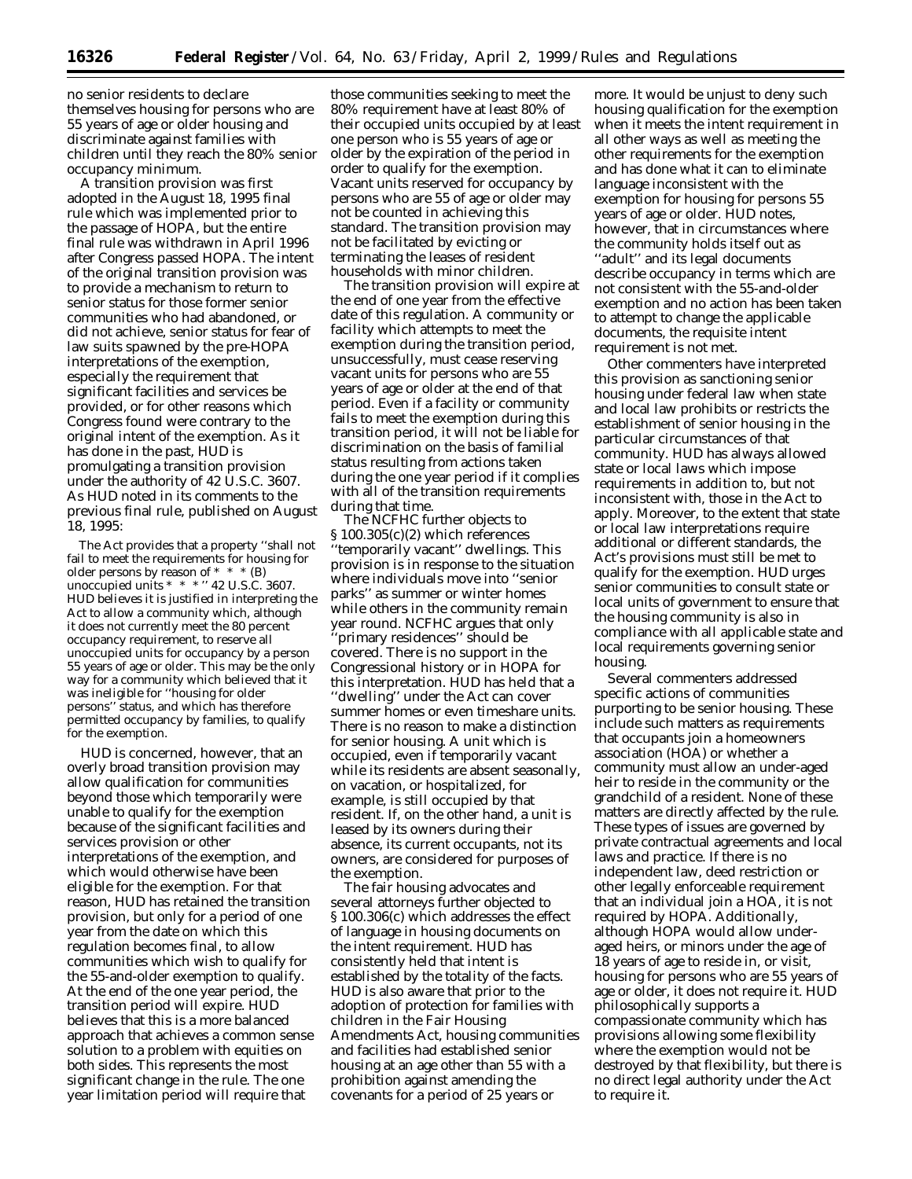no senior residents to declare themselves housing for persons who are 55 years of age or older housing and discriminate against families with children until they reach the 80% senior occupancy minimum.

A transition provision was first adopted in the August 18, 1995 final rule which was implemented prior to the passage of HOPA, but the entire final rule was withdrawn in April 1996 after Congress passed HOPA. The intent of the original transition provision was to provide a mechanism to return to senior status for those former senior communities who had abandoned, or did not achieve, senior status for fear of law suits spawned by the pre-HOPA interpretations of the exemption, especially the requirement that significant facilities and services be provided, or for other reasons which Congress found were contrary to the original intent of the exemption. As it has done in the past, HUD is promulgating a transition provision under the authority of 42 U.S.C. 3607. As HUD noted in its comments to the previous final rule, published on August 18, 1995:

> The Act provides that a property ''shall not fail to meet the requirements for housing for older persons by reason of * * * (B) unoccupied units * * *'' 42 U.S.C. 3607. HUD believes it is justified in interpreting the Act to allow a community which, although it does not currently meet the 80 percent occupancy requirement, to reserve all unoccupied units for occupancy by a person 55 years of age or older. This may be the only way for a community which believed that it was ineligible for ''housing for older persons'' status, and which has therefore permitted occupancy by families, to qualify for the exemption.

HUD is concerned, however, that an overly broad transition provision may allow qualification for communities beyond those which temporarily were unable to qualify for the exemption because of the significant facilities and services provision or other interpretations of the exemption, and which would otherwise have been eligible for the exemption. For that reason, HUD has retained the transition provision, but only for a period of one year from the date on which this regulation becomes final, to allow communities which wish to qualify for the 55-and-older exemption to qualify. At the end of the one year period, the transition period will expire. HUD believes that this is a more balanced approach that achieves a common sense solution to a problem with equities on both sides. This represents the most significant change in the rule. The one year limitation period will require that those communities seeking to meet the 80% requirement have at least 80% of their occupied units occupied by at least one person who is 55 years of age or older by the expiration of the period in order to qualify for the exemption. Vacant units reserved for occupancy by persons who are 55 of age or older may not be counted in achieving this standard. The transition provision may not be facilitated by evicting or terminating the leases of resident households with minor children.

The transition provision will expire at the end of one year from the effective date of this regulation. A community or facility which attempts to meet the exemption during the transition period, unsuccessfully, must cease reserving vacant units for persons who are 55 years of age or older at the end of that period. Even if a facility or community fails to meet the exemption during this transition period, it will not be liable for discrimination on the basis of familial status resulting from actions taken during the one year period if it complies with all of the transition requirements during that time.

The NCFHC further objects to § 100.305(c)(2) which references ''temporarily vacant'' dwellings. This provision is in response to the situation where individuals move into ''senior parks'' as summer or winter homes while others in the community remain year round. NCFHC argues that only ''primary residences'' should be covered. There is no support in the Congressional history or in HOPA for this interpretation. HUD has held that a ''dwelling'' under the Act can cover summer homes or even timeshare units. There is no reason to make a distinction for senior housing. A unit which is occupied, even if temporarily vacant while its residents are absent seasonally, on vacation, or hospitalized, for example, is still occupied by that resident. If, on the other hand, a unit is leased by its owners during their absence, its current occupants, not its owners, are considered for purposes of the exemption.

The fair housing advocates and several attorneys further objected to § 100.306(c) which addresses the effect of language in housing documents on the intent requirement. HUD has consistently held that intent is established by the totality of the facts. HUD is also aware that prior to the adoption of protection for families with children in the Fair Housing Amendments Act, housing communities and facilities had established senior housing at an age other than 55 with a prohibition against amending the covenants for a period of 25 years or more. It would be unjust to deny such housing qualification for the exemption when it meets the intent requirement in all other ways as well as meeting the other requirements for the exemption and has done what it can to eliminate language inconsistent with the exemption for housing for persons 55 years of age or older. HUD notes, however, that in circumstances where the community holds itself out as ''adult'' and its legal documents describe occupancy in terms which are not consistent with the 55-and-older exemption and no action has been taken to attempt to change the applicable documents, the requisite intent requirement is not met.

Other commenters have interpreted this provision as sanctioning senior housing under federal law when state and local law prohibits or restricts the establishment of senior housing in the particular circumstances of that community. HUD has always allowed state or local laws which impose requirements in addition to, but not inconsistent with, those in the Act to apply. Moreover, to the extent that state or local law interpretations require additional or different standards, the Act's provisions must still be met to qualify for the exemption. HUD urges senior communities to consult state or local units of government to ensure that the housing community is also in compliance with all applicable state and local requirements governing senior housing.

Several commenters addressed specific actions of communities purporting to be senior housing. These include such matters as requirements that occupants join a homeowners association (HOA) or whether a community must allow an under-aged heir to reside in the community or the grandchild of a resident. None of these matters are directly affected by the rule. These types of issues are governed by private contractual agreements and local laws and practice. If there is no independent law, deed restriction or other legally enforceable requirement that an individual join a HOA, it is not required by HOPA. Additionally, although HOPA would allow under-aged heirs, or minors under the age of 18 years of age to reside in, or visit, housing for persons who are 55 years of age or older, it does not require it. HUD philosophically supports a compassionate community which has provisions allowing some flexibility where the exemption would not be destroyed by that flexibility, but there is no direct legal authority under the Act to require it.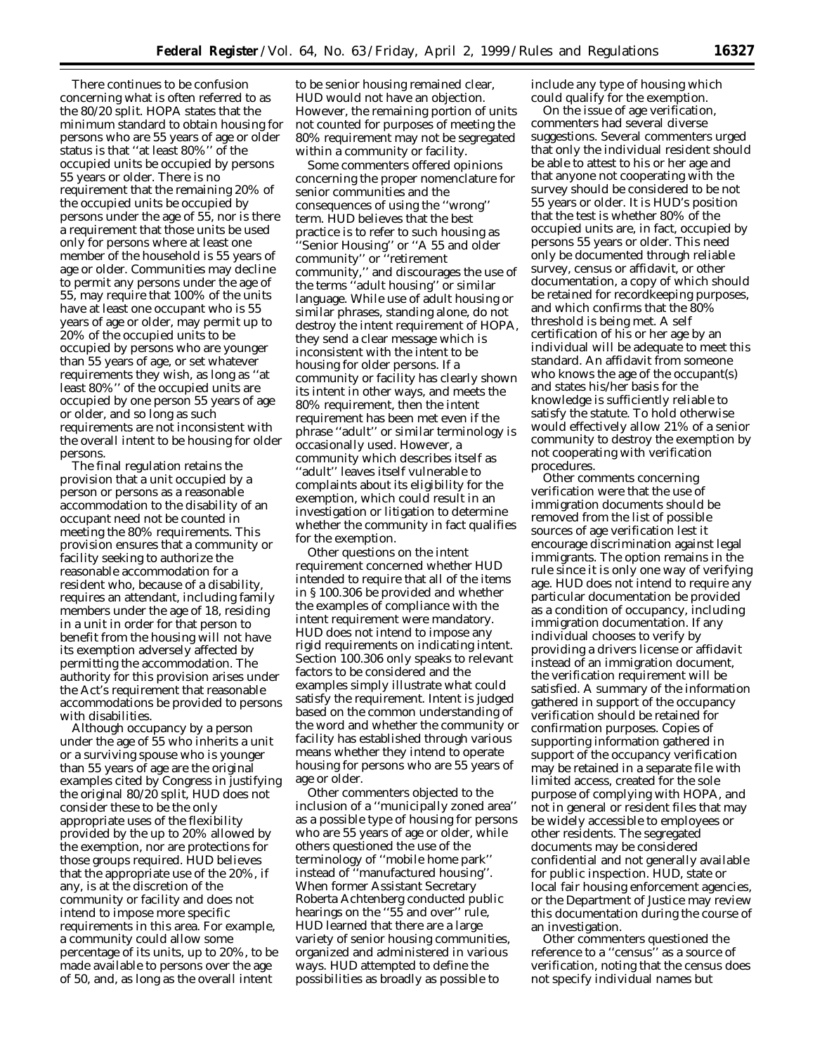There continues to be confusion concerning what is often referred to as the 80/20 split. HOPA states that the minimum standard to obtain housing for persons who are 55 years of age or older status is that ''at least 80%'' of the occupied units be occupied by persons 55 years or older. There is no requirement that the remaining 20% of the occupied units be occupied by persons under the age of 55, nor is there a requirement that those units be used only for persons where at least one member of the household is 55 years of age or older. Communities may decline to permit any persons under the age of 55, may require that 100% of the units have at least one occupant who is 55 years of age or older, may permit up to 20% of the occupied units to be occupied by persons who are younger than 55 years of age, or set whatever requirements they wish, as long as ''at least 80%'' of the occupied units are occupied by one person 55 years of age or older, and so long as such requirements are not inconsistent with the overall intent to be housing for older persons.

The final regulation retains the provision that a unit occupied by a person or persons as a reasonable accommodation to the disability of an occupant need not be counted in meeting the 80% requirements. This provision ensures that a community or facility seeking to authorize the reasonable accommodation for a resident who, because of a disability, requires an attendant, including family members under the age of 18, residing in a unit in order for that person to benefit from the housing will not have its exemption adversely affected by permitting the accommodation. The authority for this provision arises under the Act's requirement that reasonable accommodations be provided to persons with disabilities.

Although occupancy by a person under the age of 55 who inherits a unit or a surviving spouse who is younger than 55 years of age are the original examples cited by Congress in justifying the original 80/20 split, HUD does not consider these to be the only appropriate uses of the flexibility provided by the up to 20% allowed by the exemption, nor are protections for those groups required. HUD believes that the appropriate use of the 20%, if any, is at the discretion of the community or facility and does not intend to impose more specific requirements in this area. For example, a community could allow some percentage of its units, up to 20%, to be made available to persons over the age of 50, and, as long as the overall intent to be senior housing remained clear, HUD would not have an objection. However, the remaining portion of units not counted for purposes of meeting the 80% requirement may not be segregated within a community or facility.

Some commenters offered opinions concerning the proper nomenclature for senior communities and the consequences of using the ''wrong'' term. HUD believes that the best practice is to refer to such housing as ''Senior Housing'' or ''A 55 and older community'' or ''retirement community,'' and discourages the use of the terms ''adult housing'' or similar language. While use of adult housing or similar phrases, standing alone, do not destroy the intent requirement of HOPA, they send a clear message which is inconsistent with the intent to be housing for older persons. If a community or facility has clearly shown its intent in other ways, and meets the 80% requirement, then the intent requirement has been met even if the phrase ''adult'' or similar terminology is occasionally used. However, a community which describes itself as ''adult'' leaves itself vulnerable to complaints about its eligibility for the exemption, which could result in an investigation or litigation to determine whether the community in fact qualifies for the exemption.

Other questions on the intent requirement concerned whether HUD intended to require that all of the items in § 100.306 be provided and whether the examples of compliance with the intent requirement were mandatory. HUD does not intend to impose any rigid requirements on indicating intent. Section 100.306 only speaks to relevant factors to be considered and the examples simply illustrate what could satisfy the requirement. Intent is judged based on the common understanding of the word and whether the community or facility has established through various means whether they intend to operate housing for persons who are 55 years of age or older.

Other commenters objected to the inclusion of a ''municipally zoned area'' as a possible type of housing for persons who are 55 years of age or older, while others questioned the use of the terminology of ''mobile home park'' instead of ''manufactured housing''. When former Assistant Secretary Roberta Achtenberg conducted public hearings on the ''55 and over'' rule, HUD learned that there are a large variety of senior housing communities, organized and administered in various ways. HUD attempted to define the possibilities as broadly as possible to include any type of housing which could qualify for the exemption.

On the issue of age verification, commenters had several diverse suggestions. Several commenters urged that only the individual resident should be able to attest to his or her age and that anyone not cooperating with the survey should be considered to be not 55 years or older. It is HUD's position that the test is whether 80% of the occupied units are, in fact, occupied by persons 55 years or older. This need only be documented through reliable survey, census or affidavit, or other documentation, a copy of which should be retained for recordkeeping purposes, and which confirms that the 80% threshold is being met. A self certification of his or her age by an individual will be adequate to meet this standard. An affidavit from someone who knows the age of the occupant(s) and states his/her basis for the knowledge is sufficiently reliable to satisfy the statute. To hold otherwise would effectively allow 21% of a senior community to destroy the exemption by not cooperating with verification procedures.

Other comments concerning verification were that the use of immigration documents should be removed from the list of possible sources of age verification lest it encourage discrimination against legal immigrants. The option remains in the rule since it is only one way of verifying age. HUD does not intend to require any particular documentation be provided as a condition of occupancy, including immigration documentation. If any individual chooses to verify by providing a drivers license or affidavit instead of an immigration document, the verification requirement will be satisfied. A summary of the information gathered in support of the occupancy verification should be retained for confirmation purposes. Copies of supporting information gathered in support of the occupancy verification may be retained in a separate file with limited access, created for the sole purpose of complying with HOPA, and not in general or resident files that may be widely accessible to employees or other residents. The segregated documents may be considered confidential and not generally available for public inspection. HUD, state or local fair housing enforcement agencies, or the Department of Justice may review this documentation during the course of an investigation.

Other commenters questioned the reference to a ''census'' as a source of verification, noting that the census does not specify individual names but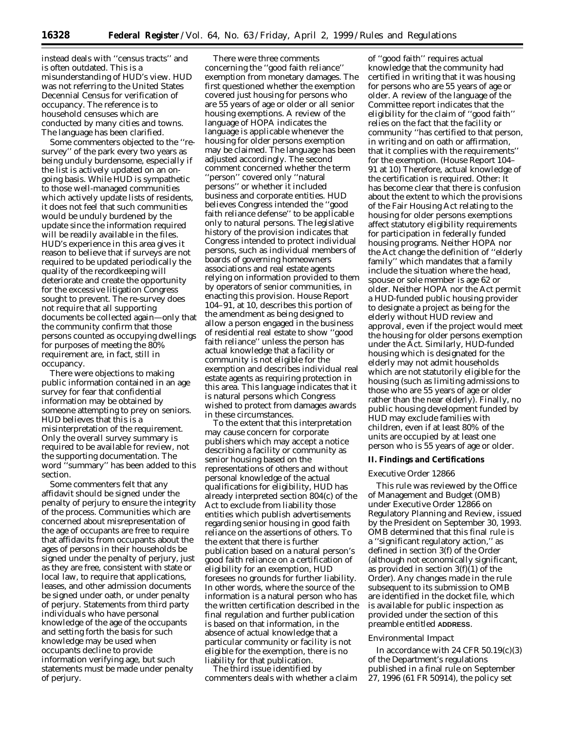instead deals with ''census tracts'' and is often outdated. This is a misunderstanding of HUD's view. HUD was not referring to the United States Decennial Census for verification of occupancy. The reference is to household censuses which are conducted by many cities and towns. The language has been clarified.

Some commenters objected to the ''re-survey'' of the park every two years as being unduly burdensome, especially if the list is actively updated on an on-going basis. While HUD is sympathetic to those well-managed communities which actively update lists of residents, it does not feel that such communities would be unduly burdened by the update since the information required will be readily available in the files. HUD's experience in this area gives it reason to believe that if surveys are not required to be updated periodically the quality of the recordkeeping will deteriorate and create the opportunity for the excessive litigation Congress sought to prevent. The re-survey does not require that all supporting documents be collected again—only that the community confirm that those persons counted as occupying dwellings for purposes of meeting the 80% requirement are, in fact, still in occupancy.

There were objections to making public information contained in an age survey for fear that confidential information may be obtained by someone attempting to prey on seniors. HUD believes that this is a misinterpretation of the requirement. Only the overall survey summary is required to be available for review, not the supporting documentation. The word ''summary'' has been added to this section.

Some commenters felt that any affidavit should be signed under the penalty of perjury to ensure the integrity of the process. Communities which are concerned about misrepresentation of the age of occupants are free to require that affidavits from occupants about the ages of persons in their households be signed under the penalty of perjury, just as they are free, consistent with state or local law, to require that applications, leases, and other admission documents be signed under oath, or under penalty of perjury. Statements from third party individuals who have personal knowledge of the age of the occupants and setting forth the basis for such knowledge may be used when occupants decline to provide information verifying age, but such statements must be made under penalty of perjury.

There were three comments concerning the ''good faith reliance'' exemption from monetary damages. The first questioned whether the exemption covered just housing for persons who are 55 years of age or older or all senior housing exemptions. A review of the language of HOPA indicates the language is applicable whenever the housing for older persons exemption may be claimed. The language has been adjusted accordingly. The second comment concerned whether the term ''person'' covered only ''natural persons'' or whether it included business and corporate entities. HUD believes Congress intended the ''good faith reliance defense'' to be applicable only to natural persons. The legislative history of the provision indicates that Congress intended to protect individual persons, such as individual members of boards of governing homeowners associations and real estate agents relying on information provided to them by operators of senior communities, in enacting this provision. House Report 104–91, at 10, describes this portion of the amendment as being designed to allow a person engaged in the business of residential real estate to show ''good faith reliance'' unless the person has actual knowledge that a facility or community is not eligible for the exemption and describes individual real estate agents as requiring protection in this area. This language indicates that it is natural persons which Congress wished to protect from damages awards in these circumstances.

To the extent that this interpretation may cause concern for corporate publishers which may accept a notice describing a facility or community as senior housing based on the representations of others and without personal knowledge of the actual qualifications for eligibility, HUD has already interpreted section 804(c) of the Act to exclude from liability those entities which publish advertisements regarding senior housing in good faith reliance on the assertions of others. To the extent that there is further publication based on a natural person's good faith reliance on a certification of eligibility for an exemption, HUD foresees no grounds for further liability. In other words, where the source of the information is a natural person who has the written certification described in the final regulation and further publication is based on that information, in the absence of actual knowledge that a particular community or facility is not eligible for the exemption, there is no liability for that publication.

The third issue identified by commenters deals with whether a claim of ''good faith'' requires actual knowledge that the community had certified in writing that it was housing for persons who are 55 years of age or older. A review of the language of the Committee report indicates that the eligibility for the claim of ''good faith'' relies on the fact that the facility or community ''has certified to that person, in writing and on oath or affirmation, that it complies with the requirements'' for the exemption. (House Report 104–91 at 10) Therefore, actual knowledge of the certification is required. *Other:* It has become clear that there is confusion about the extent to which the provisions of the Fair Housing Act relating to the housing for older persons exemptions affect statutory eligibility requirements for participation in federally funded housing programs. Neither HOPA nor the Act change the definition of ''elderly family'' which mandates that a family include the situation where the head, spouse or sole member is age 62 or older. Neither HOPA nor the Act permit a HUD-funded public housing provider to designate a project as being for the elderly without HUD review and approval, even if the project would meet the housing for older persons exemption under the Act. Similarly, HUD-funded housing which is designated for the elderly may not admit households which are not statutorily eligible for the housing (such as limiting admissions to those who are 55 years of age or older rather than the near elderly). Finally, no public housing development funded by HUD may exclude families with children, even if at least 80% of the units are occupied by at least one person who is 55 years of age or older.

## II. Findings and Certifications

### Executive Order 12866

This rule was reviewed by the Office of Management and Budget (OMB) under Executive Order 12866 on Regulatory Planning and Review, issued by the President on September 30, 1993. OMB determined that this final rule is a ''significant regulatory action,'' as defined in section 3(f) of the Order (although not economically significant, as provided in section 3(f)(1) of the Order). Any changes made in the rule subsequent to its submission to OMB are identified in the docket file, which is available for public inspection as provided under the section of this preamble entitled **ADDRESS**.

### Environmental Impact

In accordance with 24 CFR 50.19(c)(3) of the Department's regulations published in a final rule on September 27, 1996 (61 FR 50914), the policy set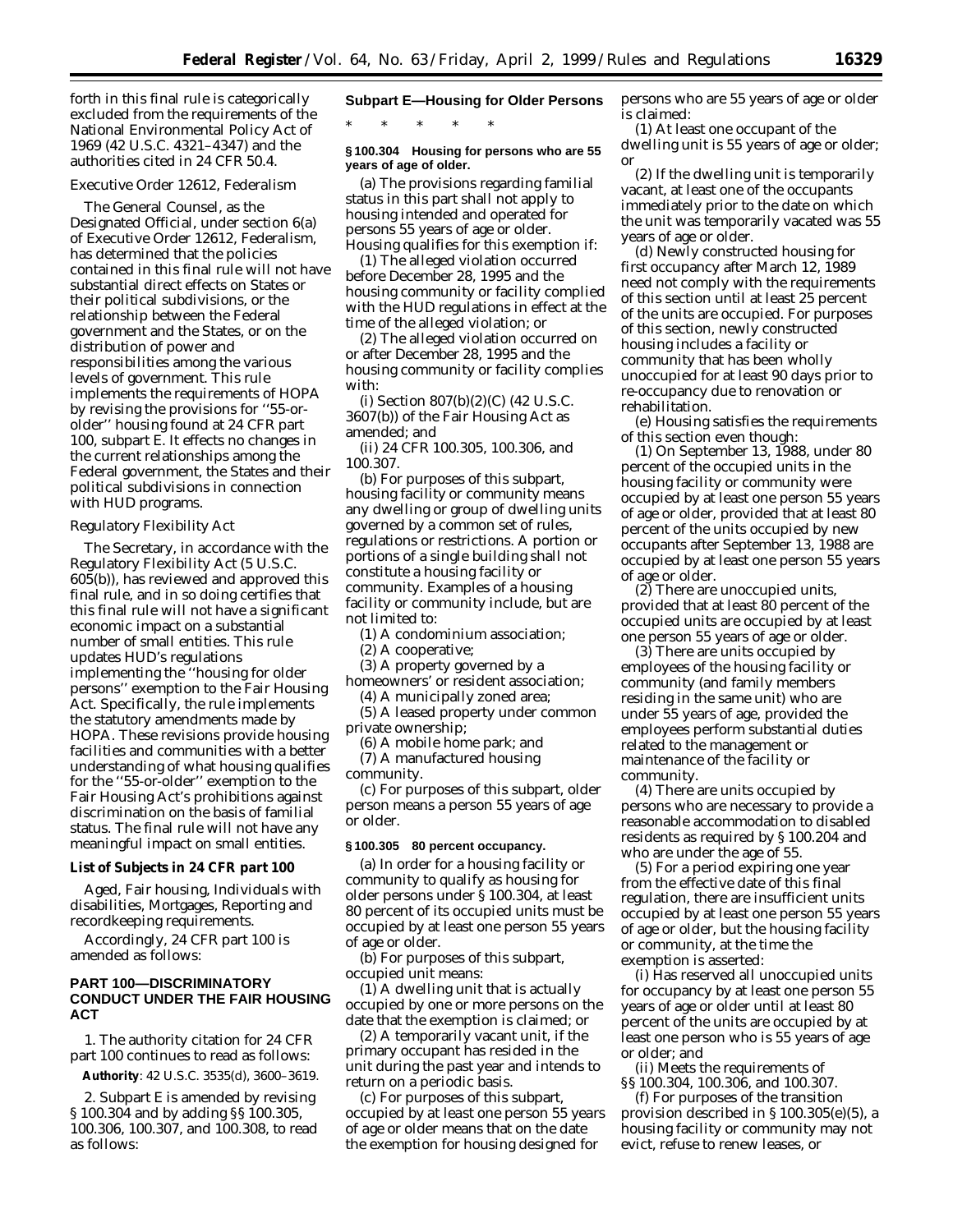forth in this final rule is categorically excluded from the requirements of the National Environmental Policy Act of 1969 (42 U.S.C. 4321–4347) and the authorities cited in 24 CFR 50.4.

*Executive Order 12612, Federalism*

The General Counsel, as the Designated Official, under section 6(a) of Executive Order 12612, Federalism, has determined that the policies contained in this final rule will not have substantial direct effects on States or their political subdivisions, or the relationship between the Federal government and the States, or on the distribution of power and responsibilities among the various levels of government. This rule implements the requirements of HOPA by revising the provisions for ''55-or-older'' housing found at 24 CFR part 100, subpart E. It effects no changes in the current relationships among the Federal government, the States and their political subdivisions in connection with HUD programs.

*Regulatory Flexibility Act*

The Secretary, in accordance with the Regulatory Flexibility Act (5 U.S.C. 605(b)), has reviewed and approved this final rule, and in so doing certifies that this final rule will not have a significant economic impact on a substantial number of small entities. This rule updates HUD's regulations implementing the ''housing for older persons'' exemption to the Fair Housing Act. Specifically, the rule implements the statutory amendments made by HOPA. These revisions provide housing facilities and communities with a better understanding of what housing qualifies for the ''55-or-older'' exemption to the Fair Housing Act's prohibitions against discrimination on the basis of familial status. The final rule will not have any meaningful impact on small entities.

**List of Subjects in 24 CFR part 100**

Aged, Fair housing, Individuals with disabilities, Mortgages, Reporting and recordkeeping requirements.

Accordingly, 24 CFR part 100 is amended as follows:

## PART 100—DISCRIMINATORY CONDUCT UNDER THE FAIR HOUSING ACT

1. The authority citation for 24 CFR part 100 continues to read as follows:

**Authority**: 42 U.S.C. 3535(d), 3600–3619.

2. Subpart E is amended by revising § 100.304 and by adding §§ 100.305, 100.306, 100.307, and 100.308, to read as follows:

### Subpart E—Housing for Older Persons

\* \* \* \* \*

**§ 100.304 Housing for persons who are 55 years of age of older.**

(a) The provisions regarding familial status in this part shall not apply to housing intended and operated for persons 55 years of age or older. Housing qualifies for this exemption if:

(1) The alleged violation occurred before December 28, 1995 and the housing community or facility complied with the HUD regulations in effect at the time of the alleged violation; or

(2) The alleged violation occurred on or after December 28, 1995 and the housing community or facility complies with:

(i) Section 807(b)(2)(C) (42 U.S.C. 3607(b)) of the Fair Housing Act as amended; and

(ii) 24 CFR 100.305, 100.306, and 100.307.

(b) For purposes of this subpart, housing facility or community means any dwelling or group of dwelling units governed by a common set of rules, regulations or restrictions. A portion or portions of a single building shall not constitute a housing facility or community. Examples of a housing facility or community include, but are not limited to:

(1) A condominium association;

(2) A cooperative;

(3) A property governed by a homeowners' or resident association;

(4) A municipally zoned area;

(5) A leased property under common private ownership;

(6) A mobile home park; and

(7) A manufactured housing community.

(c) For purposes of this subpart, older person means a person 55 years of age or older.

**§ 100.305 80 percent occupancy.**

(a) In order for a housing facility or community to qualify as housing for older persons under § 100.304, at least 80 percent of its occupied units must be occupied by at least one person 55 years of age or older.

(b) For purposes of this subpart, occupied unit means:

(1) A dwelling unit that is actually occupied by one or more persons on the date that the exemption is claimed; or

(2) A temporarily vacant unit, if the primary occupant has resided in the unit during the past year and intends to return on a periodic basis.

(c) For purposes of this subpart, occupied by at least one person 55 years of age or older means that on the date the exemption for housing designed for persons who are 55 years of age or older is claimed:

(1) At least one occupant of the dwelling unit is 55 years of age or older; or

(2) If the dwelling unit is temporarily vacant, at least one of the occupants immediately prior to the date on which the unit was temporarily vacated was 55 years of age or older.

(d) Newly constructed housing for first occupancy after March 12, 1989 need not comply with the requirements of this section until at least 25 percent of the units are occupied. For purposes of this section, newly constructed housing includes a facility or community that has been wholly unoccupied for at least 90 days prior to re-occupancy due to renovation or rehabilitation.

(e) Housing satisfies the requirements of this section even though:

(1) On September 13, 1988, under 80 percent of the occupied units in the housing facility or community were occupied by at least one person 55 years of age or older, provided that at least 80 percent of the units occupied by new occupants after September 13, 1988 are occupied by at least one person 55 years of age or older.

(2) There are unoccupied units, provided that at least 80 percent of the occupied units are occupied by at least one person 55 years of age or older.

(3) There are units occupied by employees of the housing facility or community (and family members residing in the same unit) who are under 55 years of age, provided the employees perform substantial duties related to the management or maintenance of the facility or community.

(4) There are units occupied by persons who are necessary to provide a reasonable accommodation to disabled residents as required by § 100.204 and who are under the age of 55.

(5) For a period expiring one year from the effective date of this final regulation, there are insufficient units occupied by at least one person 55 years of age or older, but the housing facility or community, at the time the exemption is asserted:

(i) Has reserved all unoccupied units for occupancy by at least one person 55 years of age or older until at least 80 percent of the units are occupied by at least one person who is 55 years of age or older; and

(ii) Meets the requirements of §§ 100.304, 100.306, and 100.307.

(f) For purposes of the transition provision described in § 100.305(e)(5), a housing facility or community may not evict, refuse to renew leases, or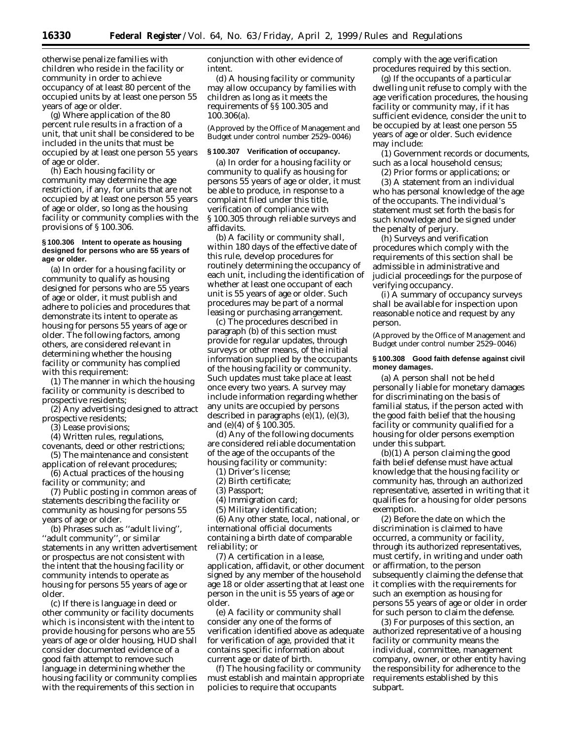otherwise penalize families with children who reside in the facility or community in order to achieve occupancy of at least 80 percent of the occupied units by at least one person 55 years of age or older.

(g) Where application of the 80 percent rule results in a fraction of a unit, that unit shall be considered to be included in the units that must be occupied by at least one person 55 years of age or older.

(h) Each housing facility or community may determine the age restriction, if any, for units that are not occupied by at least one person 55 years of age or older, so long as the housing facility or community complies with the provisions of § 100.306.

### § 100.306 Intent to operate as housing designed for persons who are 55 years of age or older.

(a) In order for a housing facility or community to qualify as housing designed for persons who are 55 years of age or older, it must publish and adhere to policies and procedures that demonstrate its intent to operate as housing for persons 55 years of age or older. The following factors, among others, are considered relevant in determining whether the housing facility or community has complied with this requirement:

(1) The manner in which the housing facility or community is described to prospective residents;

(2) Any advertising designed to attract prospective residents;

(3) Lease provisions;

(4) Written rules, regulations, covenants, deed or other restrictions;

(5) The maintenance and consistent application of relevant procedures;

(6) Actual practices of the housing facility or community; and

(7) Public posting in common areas of statements describing the facility or community as housing for persons 55 years of age or older.

(b) Phrases such as ''adult living'', ''adult community'', or similar statements in any written advertisement or prospectus are not consistent with the intent that the housing facility or community intends to operate as housing for persons 55 years of age or older.

(c) If there is language in deed or other community or facility documents which is inconsistent with the intent to provide housing for persons who are 55 years of age or older housing, HUD shall consider documented evidence of a good faith attempt to remove such language in determining whether the housing facility or community complies with the requirements of this section in conjunction with other evidence of intent.

(d) A housing facility or community may allow occupancy by families with children as long as it meets the requirements of §§ 100.305 and 100.306(a).

(Approved by the Office of Management and Budget under control number 2529–0046)

### § 100.307 Verification of occupancy.

(a) In order for a housing facility or community to qualify as housing for persons 55 years of age or older, it must be able to produce, in response to a complaint filed under this title, verification of compliance with § 100.305 through reliable surveys and affidavits.

(b) A facility or community shall, within 180 days of the effective date of this rule, develop procedures for routinely determining the occupancy of each unit, including the identification of whether at least one occupant of each unit is 55 years of age or older. Such procedures may be part of a normal leasing or purchasing arrangement.

(c) The procedures described in paragraph (b) of this section must provide for regular updates, through surveys or other means, of the initial information supplied by the occupants of the housing facility or community. Such updates must take place at least once every two years. A survey may include information regarding whether any units are occupied by persons described in paragraphs (e)(1), (e)(3), and (e)(4) of § 100.305.

(d) Any of the following documents are considered reliable documentation of the age of the occupants of the housing facility or community:

(1) Driver's license;

(2) Birth certificate;

(3) Passport;

(4) Immigration card;

(5) Military identification;

(6) Any other state, local, national, or international official documents containing a birth date of comparable reliability; or

(7) A certification in a lease, application, affidavit, or other document signed by any member of the household age 18 or older asserting that at least one person in the unit is 55 years of age or older.

(e) A facility or community shall consider any one of the forms of verification identified above as adequate for verification of age, provided that it contains specific information about current age or date of birth.

(f) The housing facility or community must establish and maintain appropriate policies to require that occupants comply with the age verification procedures required by this section.

(g) If the occupants of a particular dwelling unit refuse to comply with the age verification procedures, the housing facility or community may, if it has sufficient evidence, consider the unit to be occupied by at least one person 55 years of age or older. Such evidence may include:

(1) Government records or documents, such as a local household census;

(2) Prior forms or applications; or

(3) A statement from an individual who has personal knowledge of the age of the occupants. The individual's statement must set forth the basis for such knowledge and be signed under the penalty of perjury.

(h) Surveys and verification procedures which comply with the requirements of this section shall be admissible in administrative and judicial proceedings for the purpose of verifying occupancy.

(i) A summary of occupancy surveys shall be available for inspection upon reasonable notice and request by any person.

(Approved by the Office of Management and Budget under control number 2529–0046)

### § 100.308 Good faith defense against civil money damages.

(a) A person shall not be held personally liable for monetary damages for discriminating on the basis of familial status, if the person acted with the good faith belief that the housing facility or community qualified for a housing for older persons exemption under this subpart.

(b)(1) A person claiming the good faith belief defense must have actual knowledge that the housing facility or community has, through an authorized representative, asserted in writing that it qualifies for a housing for older persons exemption.

(2) Before the date on which the discrimination is claimed to have occurred, a community or facility, through its authorized representatives, must certify, in writing and under oath or affirmation, to the person subsequently claiming the defense that it complies with the requirements for such an exemption as housing for persons 55 years of age or older in order for such person to claim the defense.

(3) For purposes of this section, an authorized representative of a housing facility or community means the individual, committee, management company, owner, or other entity having the responsibility for adherence to the requirements established by this subpart.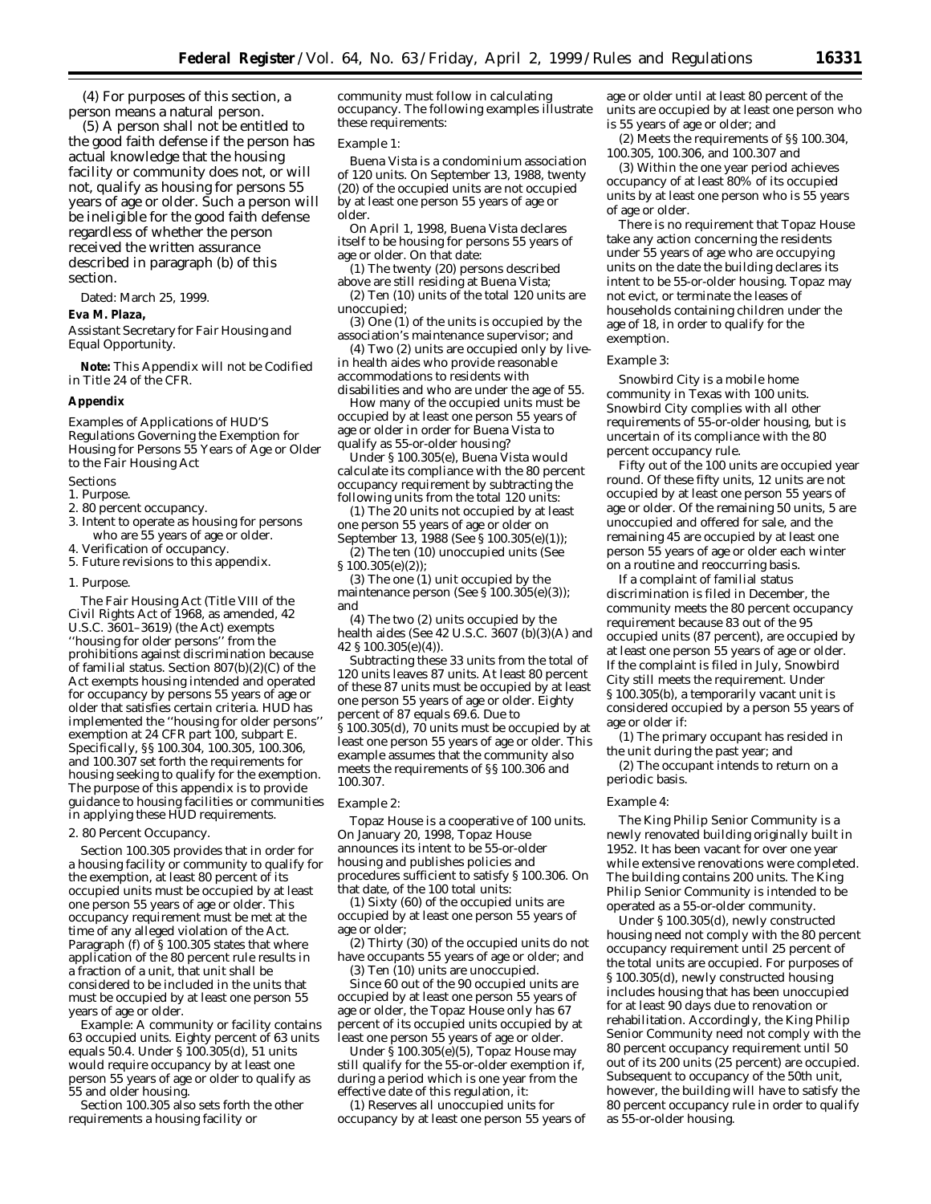(4) For purposes of this section, a person means a natural person.

(5) A person shall not be entitled to the good faith defense if the person has actual knowledge that the housing facility or community does not, or will not, qualify as housing for persons 55 years of age or older. Such a person will be ineligible for the good faith defense regardless of whether the person received the written assurance described in paragraph (b) of this section.

Dated: March 25, 1999.

**Eva M. Plaza,**

*Assistant Secretary for Fair Housing and Equal Opportunity.*

**Note:** This Appendix will not be Codified in Title 24 of the CFR.

**Appendix**

Examples of Applications of HUD'S Regulations Governing the Exemption for Housing for Persons 55 Years of Age or Older to the Fair Housing Act

Sections

1. Purpose.
2. 80 percent occupancy.
3. Intent to operate as housing for persons who are 55 years of age or older.
4. Verification of occupancy.
5. Future revisions to this appendix.

1. Purpose.

The Fair Housing Act (Title VIII of the Civil Rights Act of 1968, as amended, 42 U.S.C. 3601–3619) (the Act) exempts ''housing for older persons'' from the prohibitions against discrimination because of familial status. Section 807(b)(2)(C) of the Act exempts housing intended and operated for occupancy by persons 55 years of age or older that satisfies certain criteria. HUD has implemented the ''housing for older persons'' exemption at 24 CFR part 100, subpart E. Specifically, §§ 100.304, 100.305, 100.306, and 100.307 set forth the requirements for housing seeking to qualify for the exemption. The purpose of this appendix is to provide guidance to housing facilities or communities in applying these HUD requirements.

2. 80 Percent Occupancy.

Section 100.305 provides that in order for a housing facility or community to qualify for the exemption, at least 80 percent of its occupied units must be occupied by at least one person 55 years of age or older. This occupancy requirement must be met at the time of any alleged violation of the Act. Paragraph (f) of § 100.305 states that where application of the 80 percent rule results in a fraction of a unit, that unit shall be considered to be included in the units that must be occupied by at least one person 55 years of age or older.

Example: A community or facility contains 63 occupied units. Eighty percent of 63 units equals 50.4. Under § 100.305(d), 51 units would require occupancy by at least one person 55 years of age or older to qualify as 55 and older housing.

Section 100.305 also sets forth the other requirements a housing facility or community must follow in calculating occupancy. The following examples illustrate these requirements:

*Example 1:*

Buena Vista is a condominium association of 120 units. On September 13, 1988, twenty (20) of the occupied units are not occupied by at least one person 55 years of age or older.

On April 1, 1998, Buena Vista declares itself to be housing for persons 55 years of age or older. On that date:

(1) The twenty (20) persons described above are still residing at Buena Vista;

(2) Ten (10) units of the total 120 units are unoccupied;

(3) One (1) of the units is occupied by the association's maintenance supervisor; and

(4) Two (2) units are occupied only by live-in health aides who provide reasonable accommodations to residents with disabilities and who are under the age of 55.

How many of the occupied units must be occupied by at least one person 55 years of age or older in order for Buena Vista to qualify as 55-or-older housing?

Under § 100.305(e), Buena Vista would calculate its compliance with the 80 percent occupancy requirement by subtracting the following units from the total 120 units:

(1) The 20 units not occupied by at least one person 55 years of age or older on September 13, 1988 (See § 100.305(e)(1));

(2) The ten (10) unoccupied units (See § 100.305(e)(2));

(3) The one (1) unit occupied by the maintenance person (See § 100.305(e)(3)); and

(4) The two (2) units occupied by the health aides (See 42 U.S.C. 3607 (b)(3)(A) and 42 § 100.305(e)(4)).

Subtracting these 33 units from the total of 120 units leaves 87 units. At least 80 percent of these 87 units must be occupied by at least one person 55 years of age or older. Eighty percent of 87 equals 69.6. Due to § 100.305(d), 70 units must be occupied by at least one person 55 years of age or older. This example assumes that the community also meets the requirements of §§ 100.306 and 100.307.

*Example 2:*

Topaz House is a cooperative of 100 units. On January 20, 1998, Topaz House announces its intent to be 55-or-older housing and publishes policies and procedures sufficient to satisfy § 100.306. On that date, of the 100 total units:

(1) Sixty (60) of the occupied units are occupied by at least one person 55 years of age or older;

(2) Thirty (30) of the occupied units do not have occupants 55 years of age or older; and

(3) Ten (10) units are unoccupied.

Since 60 out of the 90 occupied units are occupied by at least one person 55 years of age or older, the Topaz House only has 67 percent of its occupied units occupied by at least one person 55 years of age or older.

Under § 100.305(e)(5), Topaz House may still qualify for the 55-or-older exemption if, during a period which is one year from the effective date of this regulation, it:

(1) Reserves all unoccupied units for occupancy by at least one person 55 years of age or older until at least 80 percent of the units are occupied by at least one person who is 55 years of age or older; and

(2) Meets the requirements of §§ 100.304, 100.305, 100.306, and 100.307 and

(3) Within the one year period achieves occupancy of at least 80% of its occupied units by at least one person who is 55 years of age or older.

There is no requirement that Topaz House take any action concerning the residents under 55 years of age who are occupying units on the date the building declares its intent to be 55-or-older housing. Topaz may not evict, or terminate the leases of households containing children under the age of 18, in order to qualify for the exemption.

*Example 3:*

Snowbird City is a mobile home community in Texas with 100 units. Snowbird City complies with all other requirements of 55-or-older housing, but is uncertain of its compliance with the 80 percent occupancy rule.

Fifty out of the 100 units are occupied year round. Of these fifty units, 12 units are not occupied by at least one person 55 years of age or older. Of the remaining 50 units, 5 are unoccupied and offered for sale, and the remaining 45 are occupied by at least one person 55 years of age or older each winter on a routine and reoccurring basis.

If a complaint of familial status discrimination is filed in December, the community meets the 80 percent occupancy requirement because 83 out of the 95 occupied units (87 percent), are occupied by at least one person 55 years of age or older. If the complaint is filed in July, Snowbird City still meets the requirement. Under § 100.305(b), a temporarily vacant unit is considered occupied by a person 55 years of age or older if:

(1) The primary occupant has resided in the unit during the past year; and

(2) The occupant intends to return on a periodic basis.

*Example 4:*

The King Philip Senior Community is a newly renovated building originally built in 1952. It has been vacant for over one year while extensive renovations were completed. The building contains 200 units. The King Philip Senior Community is intended to be operated as a 55-or-older community.

Under § 100.305(d), newly constructed housing need not comply with the 80 percent occupancy requirement until 25 percent of the total units are occupied. For purposes of § 100.305(d), newly constructed housing includes housing that has been unoccupied for at least 90 days due to renovation or rehabilitation. Accordingly, the King Philip Senior Community need not comply with the 80 percent occupancy requirement until 50 out of its 200 units (25 percent) are occupied. Subsequent to occupancy of the 50th unit, however, the building will have to satisfy the 80 percent occupancy rule in order to qualify as 55-or-older housing.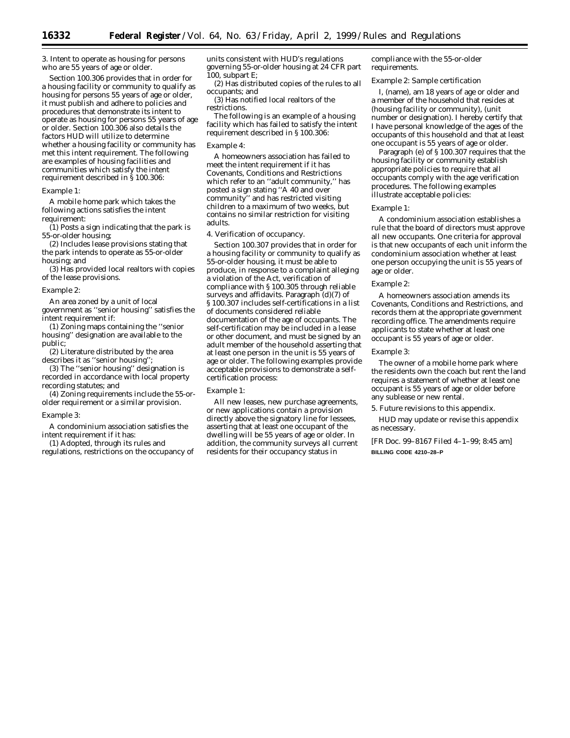3. Intent to operate as housing for persons who are 55 years of age or older.

Section 100.306 provides that in order for a housing facility or community to qualify as housing for persons 55 years of age or older, it must publish and adhere to policies and procedures that demonstrate its intent to operate as housing for persons 55 years of age or older. Section 100.306 also details the factors HUD will utilize to determine whether a housing facility or community has met this intent requirement. The following are examples of housing facilities and communities which satisfy the intent requirement described in § 100.306:

*Example 1:*

A mobile home park which takes the following actions satisfies the intent requirement:

(1) Posts a sign indicating that the park is 55-or-older housing;

(2) Includes lease provisions stating that the park intends to operate as 55-or-older housing; and

(3) Has provided local realtors with copies of the lease provisions.

*Example 2:*

An area zoned by a unit of local government as ''senior housing'' satisfies the intent requirement if:

(1) Zoning maps containing the ''senior housing'' designation are available to the public;

(2) Literature distributed by the area describes it as ''senior housing'';

(3) The ''senior housing'' designation is recorded in accordance with local property recording statutes; and

(4) Zoning requirements include the 55-or-older requirement or a similar provision.

*Example 3:*

A condominium association satisfies the intent requirement if it has:

(1) Adopted, through its rules and regulations, restrictions on the occupancy of units consistent with HUD's regulations governing 55-or-older housing at 24 CFR part 100, subpart E;

(2) Has distributed copies of the rules to all occupants; and

(3) Has notified local realtors of the restrictions.

The following is an example of a housing facility which has failed to satisfy the intent requirement described in § 100.306:

*Example 4:*

A homeowners association has failed to meet the intent requirement if it has Covenants, Conditions and Restrictions which refer to an ''adult community,'' has posted a sign stating ''A 40 and over community'' and has restricted visiting children to a maximum of two weeks, but contains no similar restriction for visiting adults.

4. Verification of occupancy.

Section 100.307 provides that in order for a housing facility or community to qualify as 55-or-older housing, it must be able to produce, in response to a complaint alleging a violation of the Act, verification of compliance with § 100.305 through reliable surveys and affidavits. Paragraph (d)(7) of § 100.307 includes self-certifications in a list of documents considered reliable documentation of the age of occupants. The self-certification may be included in a lease or other document, and must be signed by an adult member of the household asserting that at least one person in the unit is 55 years of age or older. The following examples provide acceptable provisions to demonstrate a self-certification process:

*Example 1:*

All new leases, new purchase agreements, or new applications contain a provision directly above the signatory line for lessees, asserting that at least one occupant of the dwelling will be 55 years of age or older. In addition, the community surveys all current residents for their occupancy status in compliance with the 55-or-older requirements.

*Example 2: Sample certification*

I, (name), am 18 years of age or older and a member of the household that resides at (housing facility or community), (unit number or designation). I hereby certify that I have personal knowledge of the ages of the occupants of this household and that at least one occupant is 55 years of age or older.

Paragraph (e) of § 100.307 requires that the housing facility or community establish appropriate policies to require that all occupants comply with the age verification procedures. The following examples illustrate acceptable policies:

*Example 1:*

A condominium association establishes a rule that the board of directors must approve all new occupants. One criteria for approval is that new occupants of each unit inform the condominium association whether at least one person occupying the unit is 55 years of age or older.

*Example 2:*

A homeowners association amends its Covenants, Conditions and Restrictions, and records them at the appropriate government recording office. The amendments require applicants to state whether at least one occupant is 55 years of age or older.

*Example 3:*

The owner of a mobile home park where the residents own the coach but rent the land requires a statement of whether at least one occupant is 55 years of age or older before any sublease or new rental.

5. Future revisions to this appendix.

HUD may update or revise this appendix as necessary.

[FR Doc. 99–8167 Filed 4–1–99; 8:45 am]

**BILLING CODE 4210–28–P**